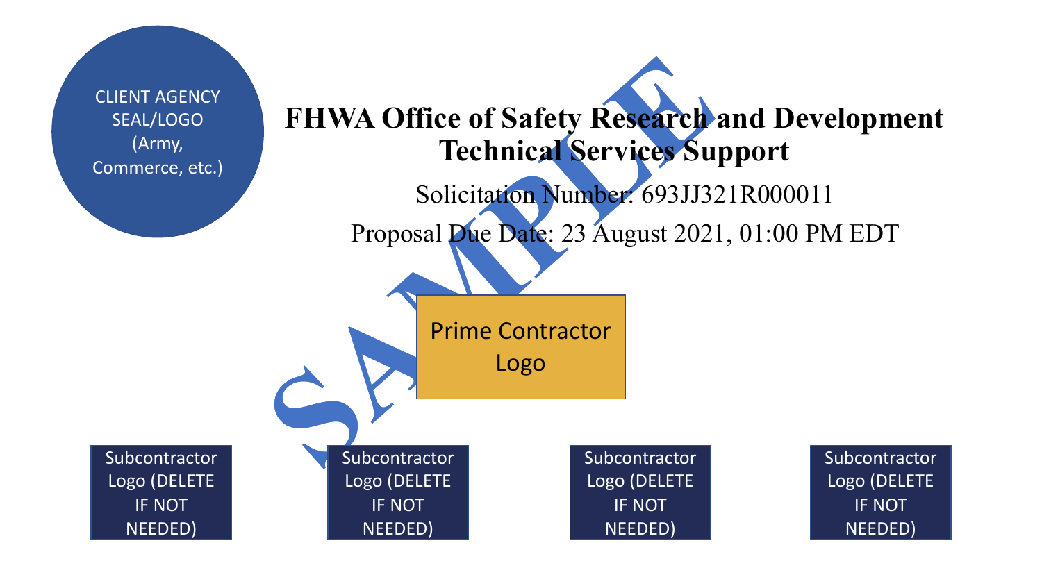CLIENT AGENCY SEAL/LOGO (Army, Commerce, etc.)

# FHWA Office of Safety Research and Development Technical Services Support

Solicitation Number: 693JJ321R000011

Proposal Due Date: 23 August 2021, 01:00 PM EDT

SAMPLE

Prime Contractor Logo

Subcontractor Logo (DELETE IF NOT NEEDED)

Subcontractor Logo (DELETE IF NOT NEEDED)

Subcontractor Logo (DELETE IF NOT NEEDED)

Subcontractor Logo (DELETE IF NOT NEEDED)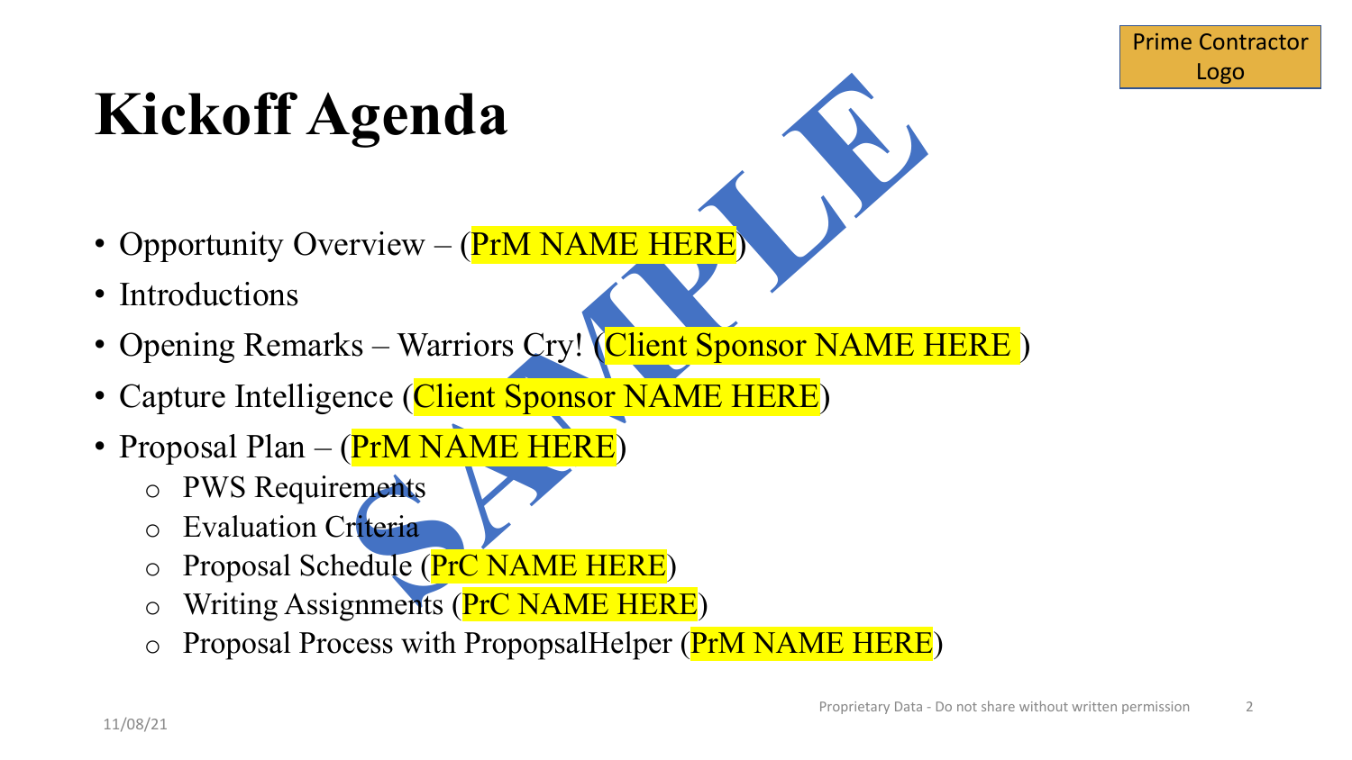Prime Contractor Logo

# Kickoff Agenda

- Opportunity Overview – (PrM NAME HERE)
- Introductions
- Opening Remarks – Warriors Cry! (Client Sponsor NAME HERE )
- Capture Intelligence (Client Sponsor NAME HERE)
- Proposal Plan – (PrM NAME HERE)
  - PWS Requirements
  - Evaluation Criteria
  - Proposal Schedule (PrC NAME HERE)
  - Writing Assignments (PrC NAME HERE)
  - Proposal Process with PropopsalHelper (PrM NAME HERE)

SAMPLE

Proprietary Data - Do not share without written permission

11/08/21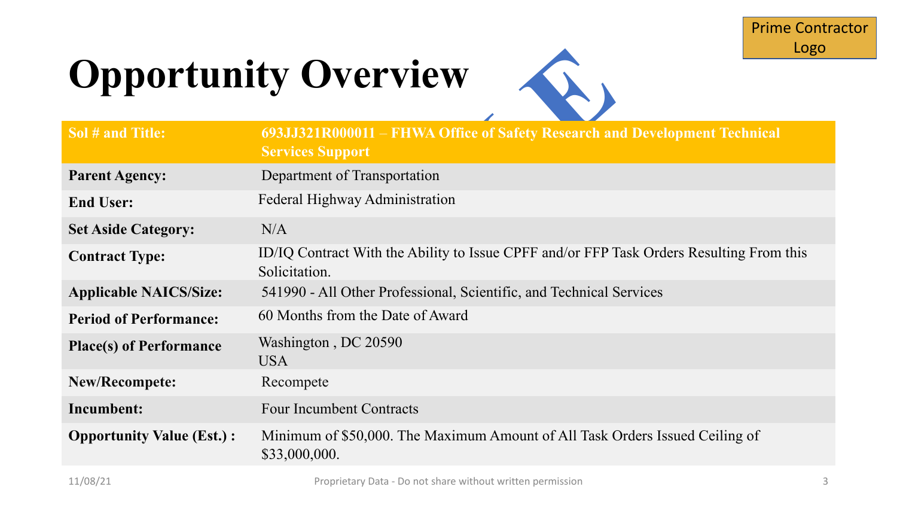# Opportunity Overview

Prime Contractor Logo

| Sol # and Title: | 693JJ321R000011 – FHWA Office of Safety Research and Development Technical Services Support |
|---|---|
| Parent Agency: | Department of Transportation |
| End User: | Federal Highway Administration |
| Set Aside Category: | N/A |
| Contract Type: | ID/IQ Contract With the Ability to Issue CPFF and/or FFP Task Orders Resulting From this Solicitation. |
| Applicable NAICS/Size: | 541990 - All Other Professional, Scientific, and Technical Services |
| Period of Performance: | 60 Months from the Date of Award |
| Place(s) of Performance | Washington , DC 20590<br>USA |
| New/Recompete: | Recompete |
| Incumbent: | Four Incumbent Contracts |
| Opportunity Value (Est.) : | Minimum of $50,000. The Maximum Amount of All Task Orders Issued Ceiling of $33,000,000. |

11/08/21

Proprietary Data - Do not share without written permission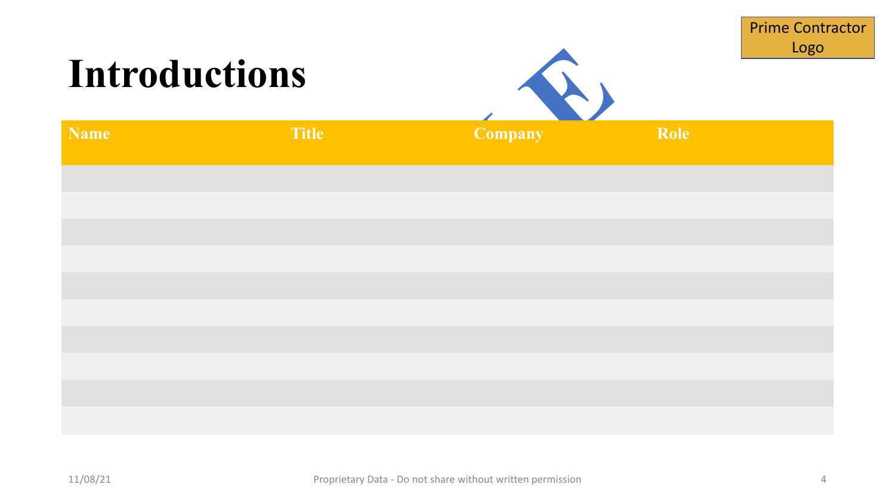Prime Contractor Logo

# Introductions

| Name | Title | Company | Role |
|---|---|---|---|
| | | | |
| | | | |
| | | | |
| | | | |
| | | | |
| | | | |
| | | | |
| | | | |
| | | | |
| | | | |

Proprietary Data - Do not share without written permission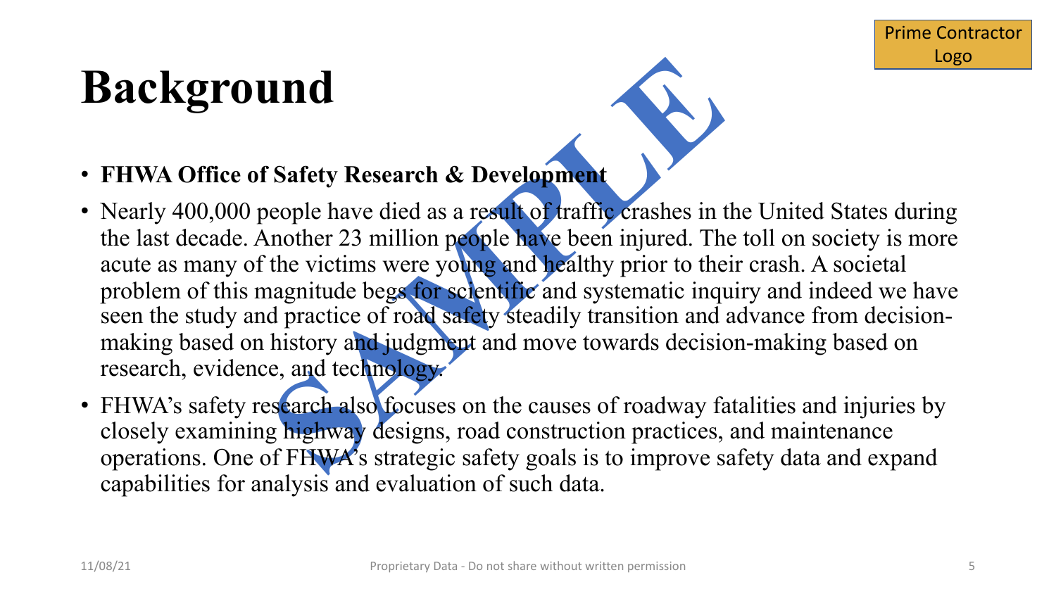# Background

- **FHWA Office of Safety Research & Development**
- Nearly 400,000 people have died as a result of traffic crashes in the United States during the last decade. Another 23 million people have been injured. The toll on society is more acute as many of the victims were young and healthy prior to their crash. A societal problem of this magnitude begs for scientific and systematic inquiry and indeed we have seen the study and practice of road safety steadily transition and advance from decision-making based on history and judgment and move towards decision-making based on research, evidence, and technology.
- FHWA's safety research also focuses on the causes of roadway fatalities and injuries by closely examining highway designs, road construction practices, and maintenance operations. One of FHWA's strategic safety goals is to improve safety data and expand capabilities for analysis and evaluation of such data.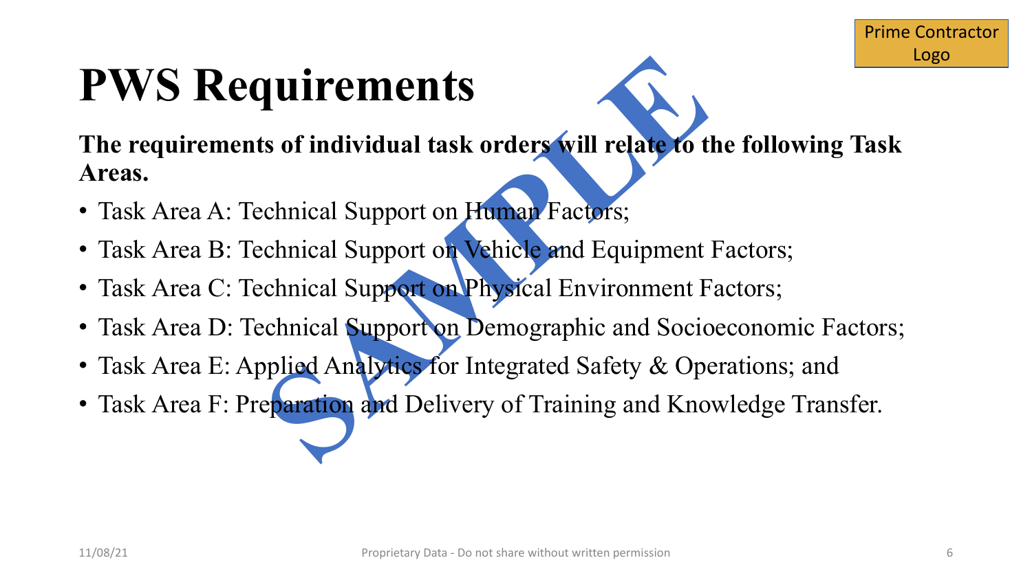# PWS Requirements

**The requirements of individual task orders will relate to the following Task Areas.**

- Task Area A: Technical Support on Human Factors;
- Task Area B: Technical Support on Vehicle and Equipment Factors;
- Task Area C: Technical Support on Physical Environment Factors;
- Task Area D: Technical Support on Demographic and Socioeconomic Factors;
- Task Area E: Applied Analytics for Integrated Safety & Operations; and
- Task Area F: Preparation and Delivery of Training and Knowledge Transfer.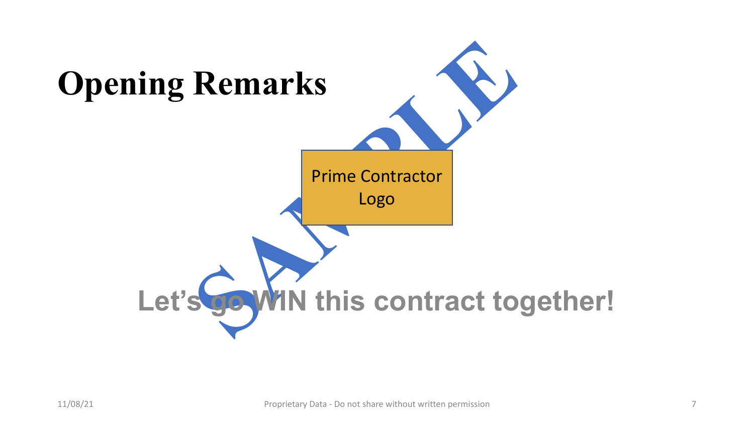# Opening Remarks

SAMPLE

Prime Contractor Logo

**Let's go WIN this contract together!**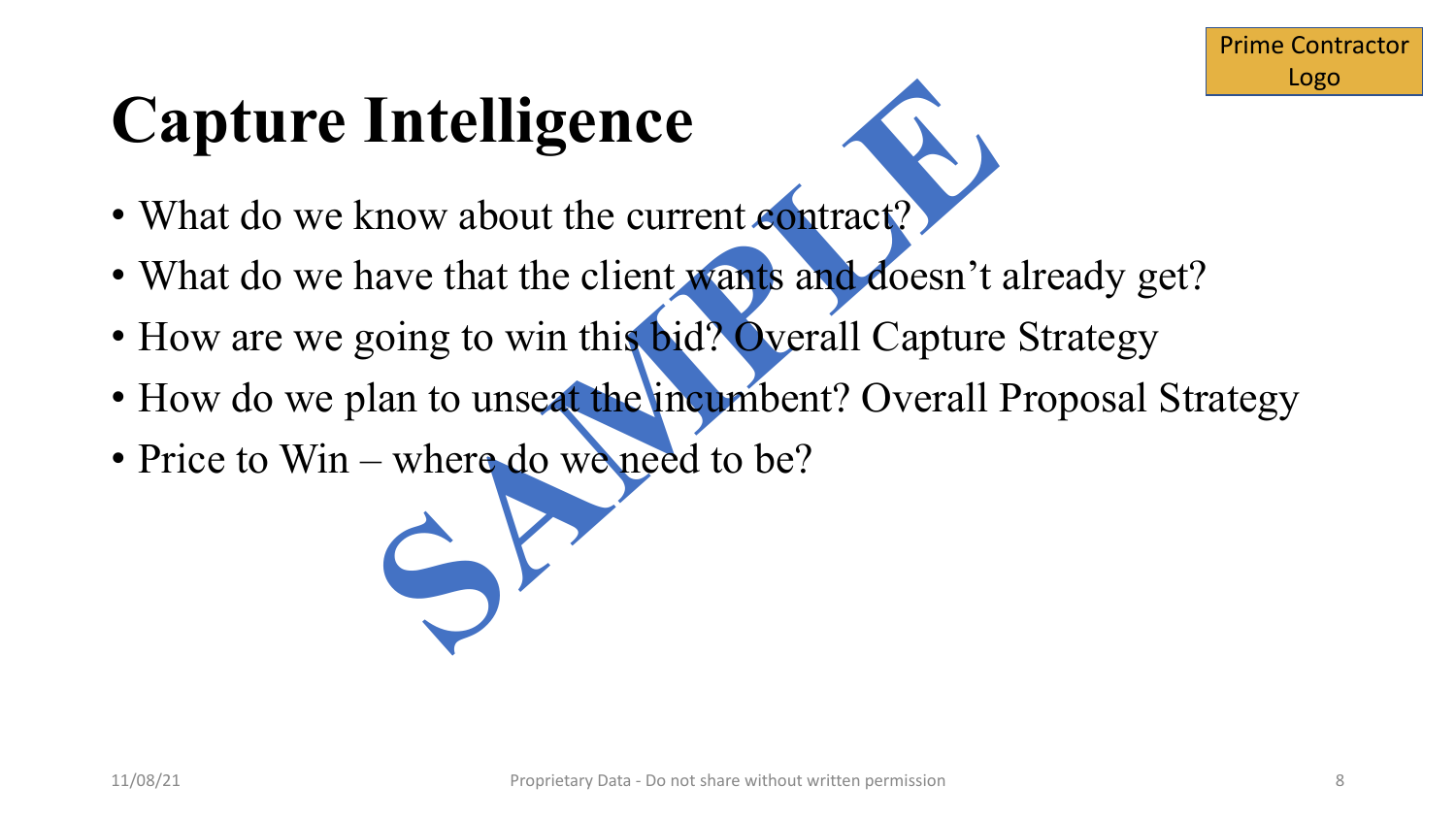Prime Contractor Logo

# Capture Intelligence

- What do we know about the current contract?
- What do we have that the client wants and doesn't already get?
- How are we going to win this bid? Overall Capture Strategy
- How do we plan to unseat the incumbent? Overall Proposal Strategy
- Price to Win – where do we need to be?

SAMPLE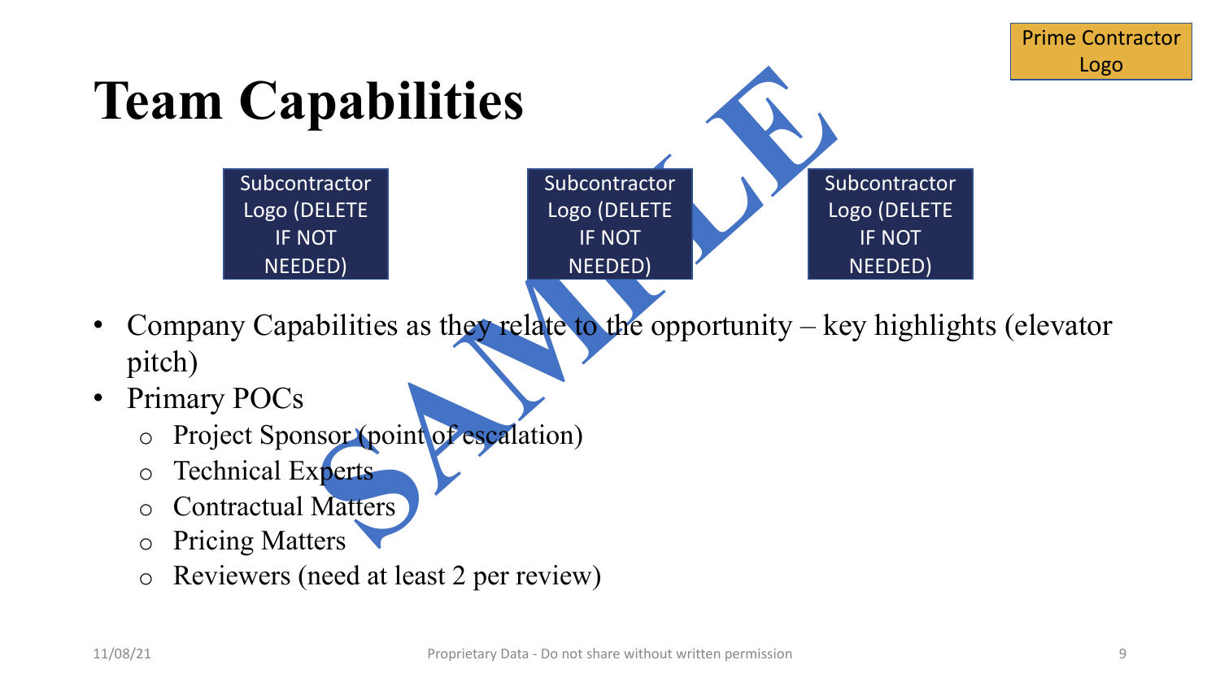Prime Contractor Logo

# Team Capabilities

Subcontractor Logo (DELETE IF NOT NEEDED)

Subcontractor Logo (DELETE IF NOT NEEDED)

Subcontractor Logo (DELETE IF NOT NEEDED)

SAMPLE

- Company Capabilities as they relate to the opportunity – key highlights (elevator pitch)
- Primary POCs
  - Project Sponsor (point of escalation)
  - Technical Experts
  - Contractual Matters
  - Pricing Matters
  - Reviewers (need at least 2 per review)

11/08/21

Proprietary Data - Do not share without written permission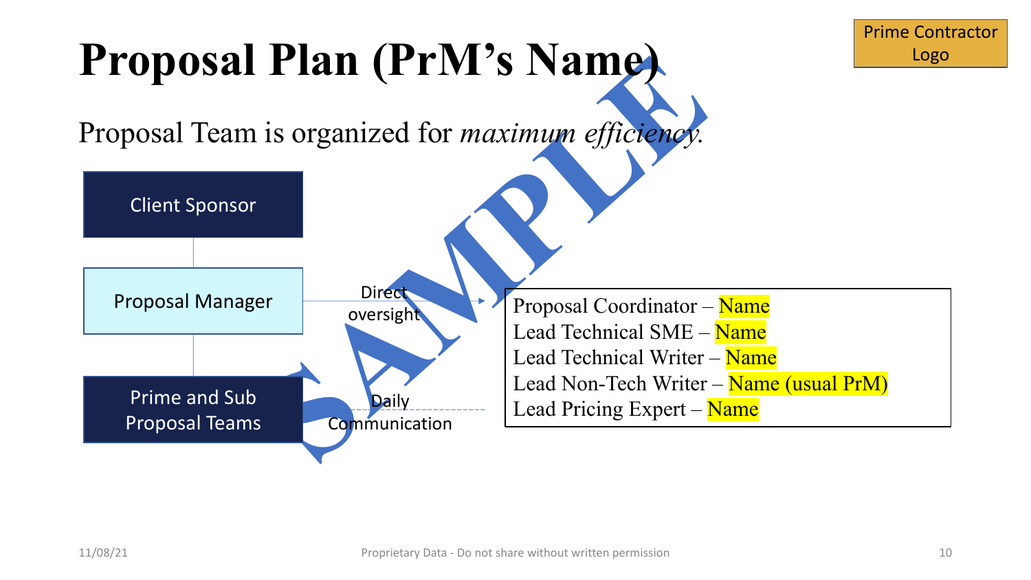Prime Contractor Logo

# Proposal Plan (PrM's Name)

Proposal Team is organized for *maximum efficiency.*

SAMPLE

- Client Sponsor
- Proposal Manager
- Prime and Sub Proposal Teams

Direct oversight

Daily Communication

Proposal Coordinator – Name
Lead Technical SME – Name
Lead Technical Writer – Name
Lead Non-Tech Writer – Name (usual PrM)
Lead Pricing Expert – Name

11/08/21

Proprietary Data - Do not share without written permission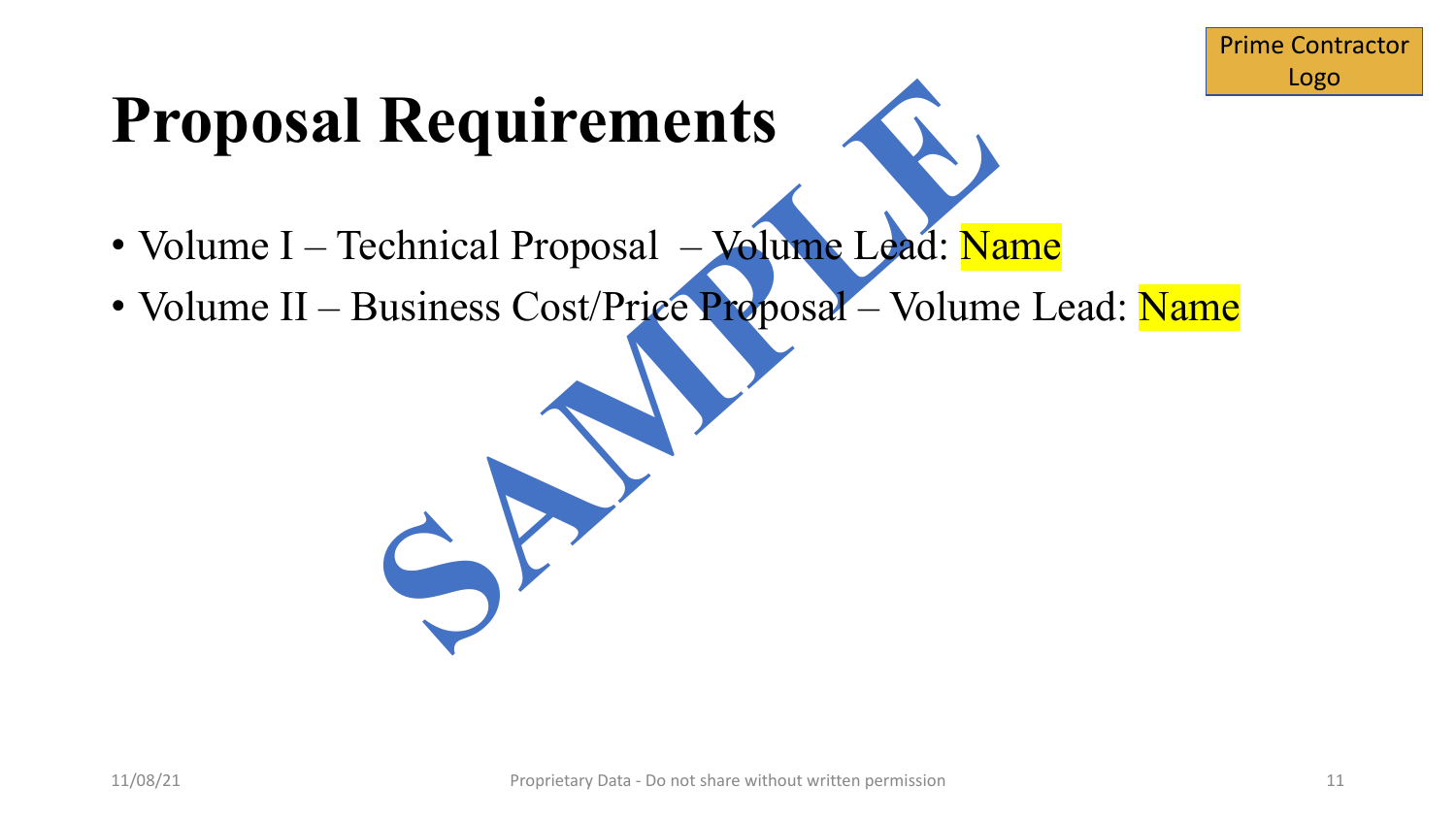Prime Contractor Logo

# Proposal Requirements

- Volume I – Technical Proposal – Volume Lead: Name
- Volume II – Business Cost/Price Proposal – Volume Lead: Name

SAMPLE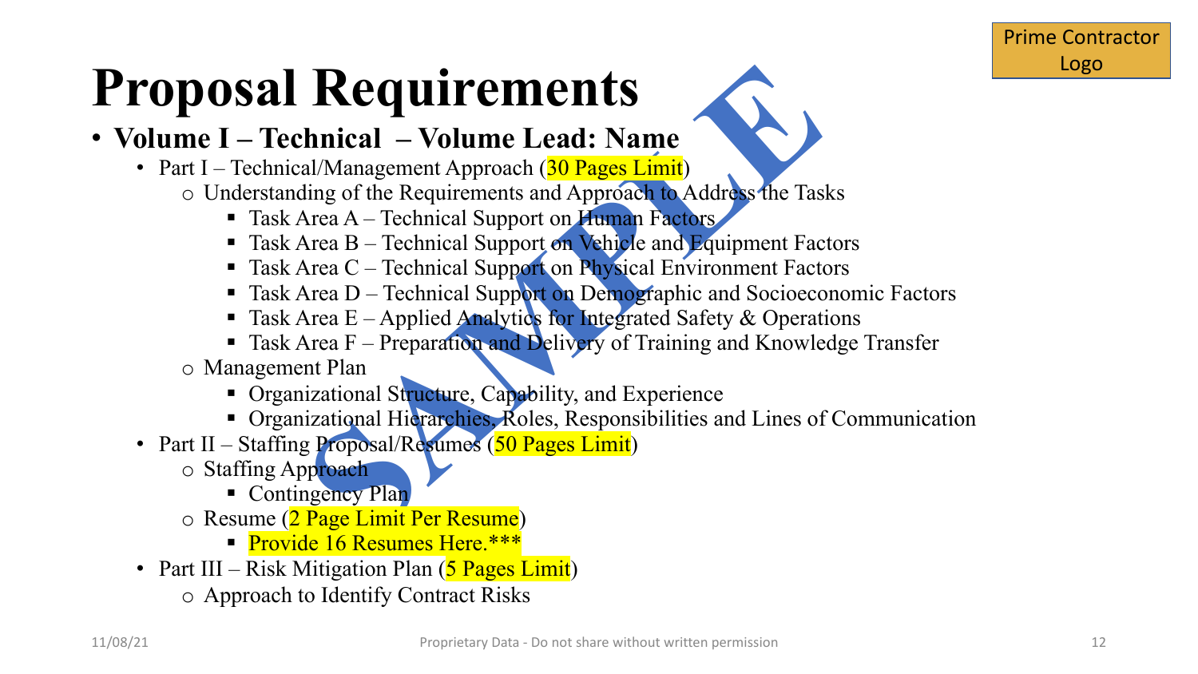# Proposal Requirements

- **Volume I – Technical – Volume Lead: Name**
  - Part I – Technical/Management Approach (30 Pages Limit)
    - Understanding of the Requirements and Approach to Address the Tasks
      - Task Area A – Technical Support on Human Factors
      - Task Area B – Technical Support on Vehicle and Equipment Factors
      - Task Area C – Technical Support on Physical Environment Factors
      - Task Area D – Technical Support on Demographic and Socioeconomic Factors
      - Task Area E – Applied Analytics for Integrated Safety & Operations
      - Task Area F – Preparation and Delivery of Training and Knowledge Transfer
    - Management Plan
      - Organizational Structure, Capability, and Experience
      - Organizational Hierarchies, Roles, Responsibilities and Lines of Communication
  - Part II – Staffing Proposal/Resumes (50 Pages Limit)
    - Staffing Approach
      - Contingency Plan
    - Resume (2 Page Limit Per Resume)
      - Provide 16 Resumes Here.***
  - Part III – Risk Mitigation Plan (5 Pages Limit)
    - Approach to Identify Contract Risks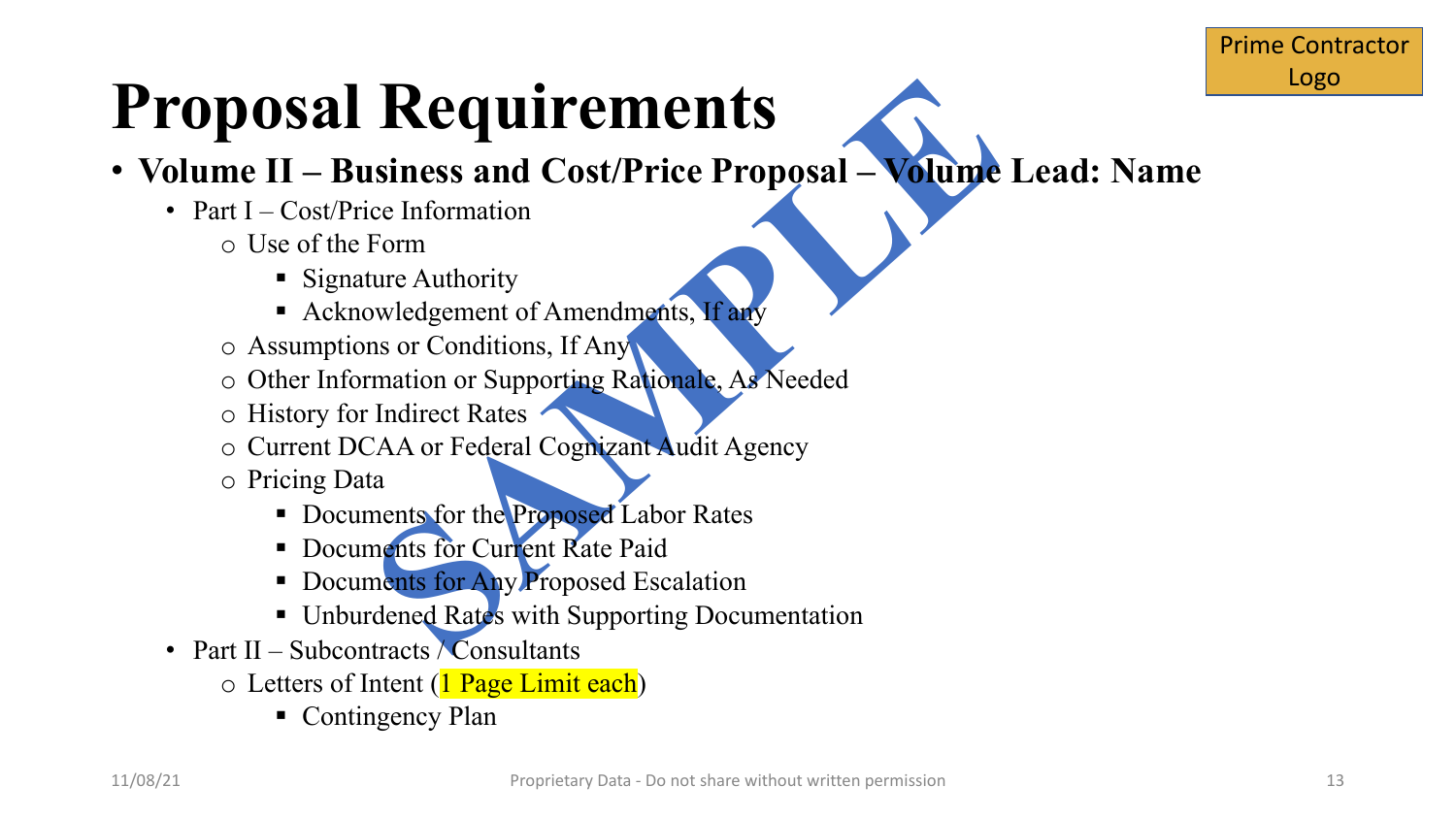# Proposal Requirements

- **Volume II – Business and Cost/Price Proposal – Volume Lead: Name**
  - Part I – Cost/Price Information
    - Use of the Form
      - Signature Authority
      - Acknowledgement of Amendments, If any
    - Assumptions or Conditions, If Any
    - Other Information or Supporting Rationale, As Needed
    - History for Indirect Rates
    - Current DCAA or Federal Cognizant Audit Agency
    - Pricing Data
      - Documents for the Proposed Labor Rates
      - Documents for Current Rate Paid
      - Documents for Any Proposed Escalation
      - Unburdened Rates with Supporting Documentation
  - Part II – Subcontracts / Consultants
    - Letters of Intent (1 Page Limit each)
      - Contingency Plan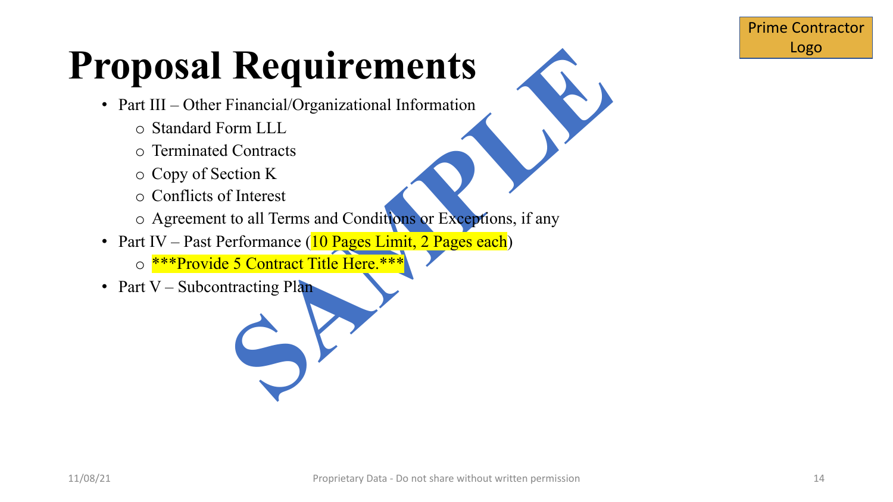Prime Contractor Logo

# Proposal Requirements

- Part III – Other Financial/Organizational Information
  - Standard Form LLL
  - Terminated Contracts
  - Copy of Section K
  - Conflicts of Interest
  - Agreement to all Terms and Conditions or Exceptions, if any
- Part IV – Past Performance (10 Pages Limit, 2 Pages each)
  - ***Provide 5 Contract Title Here.***
- Part V – Subcontracting Plan

SAMPLE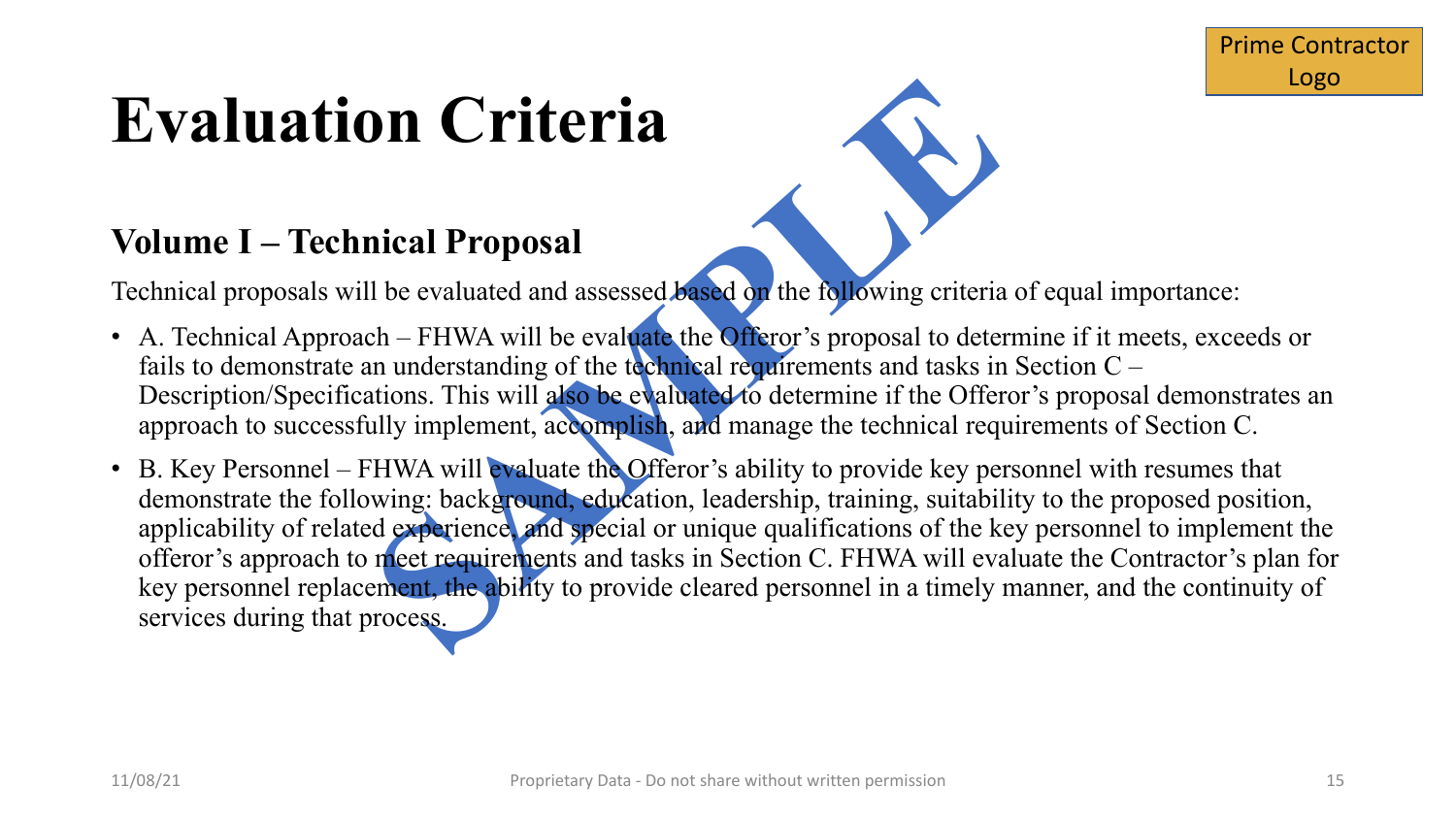Prime Contractor Logo

# Evaluation Criteria

## Volume I – Technical Proposal

Technical proposals will be evaluated and assessed based on the following criteria of equal importance:

- A. Technical Approach – FHWA will be evaluate the Offeror's proposal to determine if it meets, exceeds or fails to demonstrate an understanding of the technical requirements and tasks in Section C – Description/Specifications. This will also be evaluated to determine if the Offeror's proposal demonstrates an approach to successfully implement, accomplish, and manage the technical requirements of Section C.
- B. Key Personnel – FHWA will evaluate the Offeror's ability to provide key personnel with resumes that demonstrate the following: background, education, leadership, training, suitability to the proposed position, applicability of related experience, and special or unique qualifications of the key personnel to implement the offeror's approach to meet requirements and tasks in Section C. FHWA will evaluate the Contractor's plan for key personnel replacement, the ability to provide cleared personnel in a timely manner, and the continuity of services during that process.

SAMPLE

11/08/21 Proprietary Data - Do not share without written permission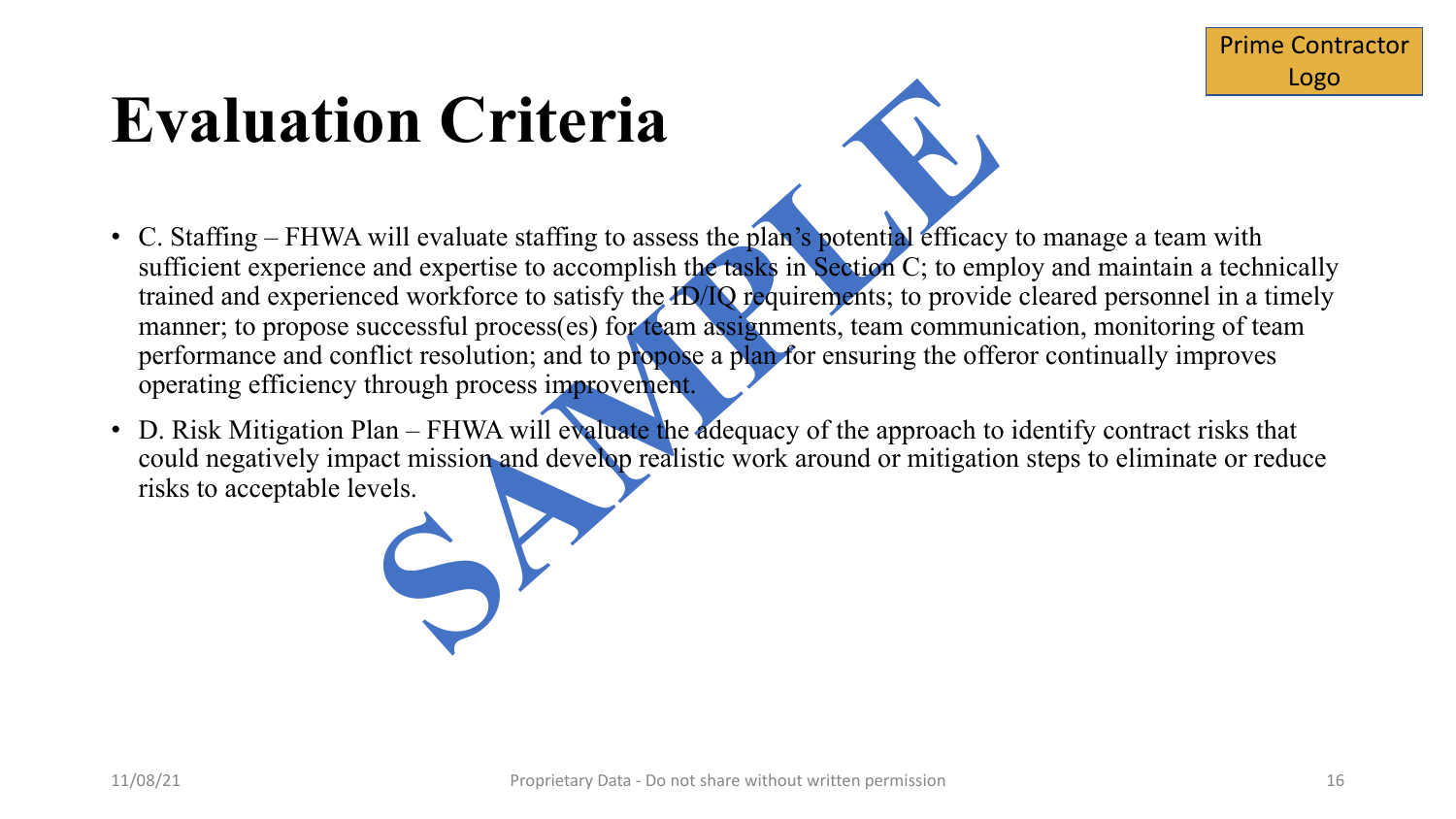# Evaluation Criteria

- C. Staffing – FHWA will evaluate staffing to assess the plan's potential efficacy to manage a team with sufficient experience and expertise to accomplish the tasks in Section C; to employ and maintain a technically trained and experienced workforce to satisfy the ID/IQ requirements; to provide cleared personnel in a timely manner; to propose successful process(es) for team assignments, team communication, monitoring of team performance and conflict resolution; and to propose a plan for ensuring the offeror continually improves operating efficiency through process improvement.
- D. Risk Mitigation Plan – FHWA will evaluate the adequacy of the approach to identify contract risks that could negatively impact mission and develop realistic work around or mitigation steps to eliminate or reduce risks to acceptable levels.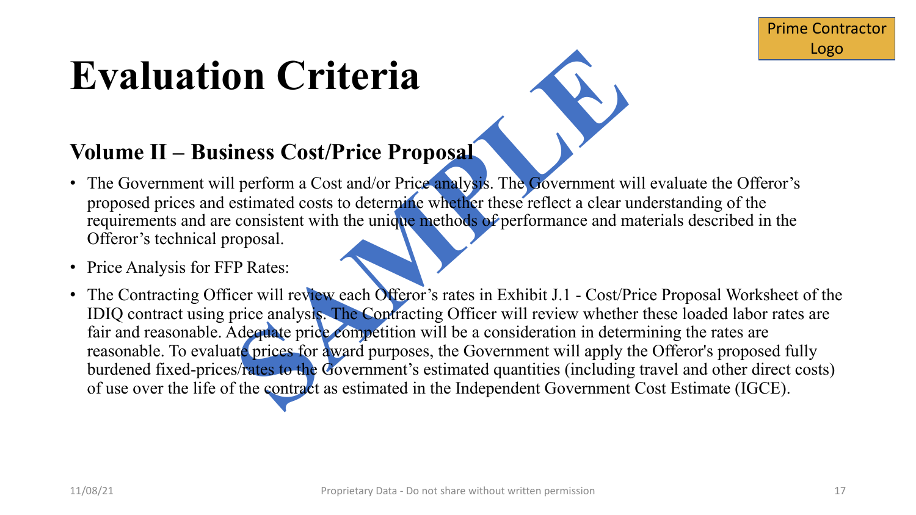# Evaluation Criteria

## Volume II – Business Cost/Price Proposal

- The Government will perform a Cost and/or Price analysis. The Government will evaluate the Offeror's proposed prices and estimated costs to determine whether these reflect a clear understanding of the requirements and are consistent with the unique methods of performance and materials described in the Offeror's technical proposal.
- Price Analysis for FFP Rates:
- The Contracting Officer will review each Offeror's rates in Exhibit J.1 - Cost/Price Proposal Worksheet of the IDIQ contract using price analysis. The Contracting Officer will review whether these loaded labor rates are fair and reasonable. Adequate price competition will be a consideration in determining the rates are reasonable. To evaluate prices for award purposes, the Government will apply the Offeror's proposed fully burdened fixed-prices/rates to the Government's estimated quantities (including travel and other direct costs) of use over the life of the contract as estimated in the Independent Government Cost Estimate (IGCE).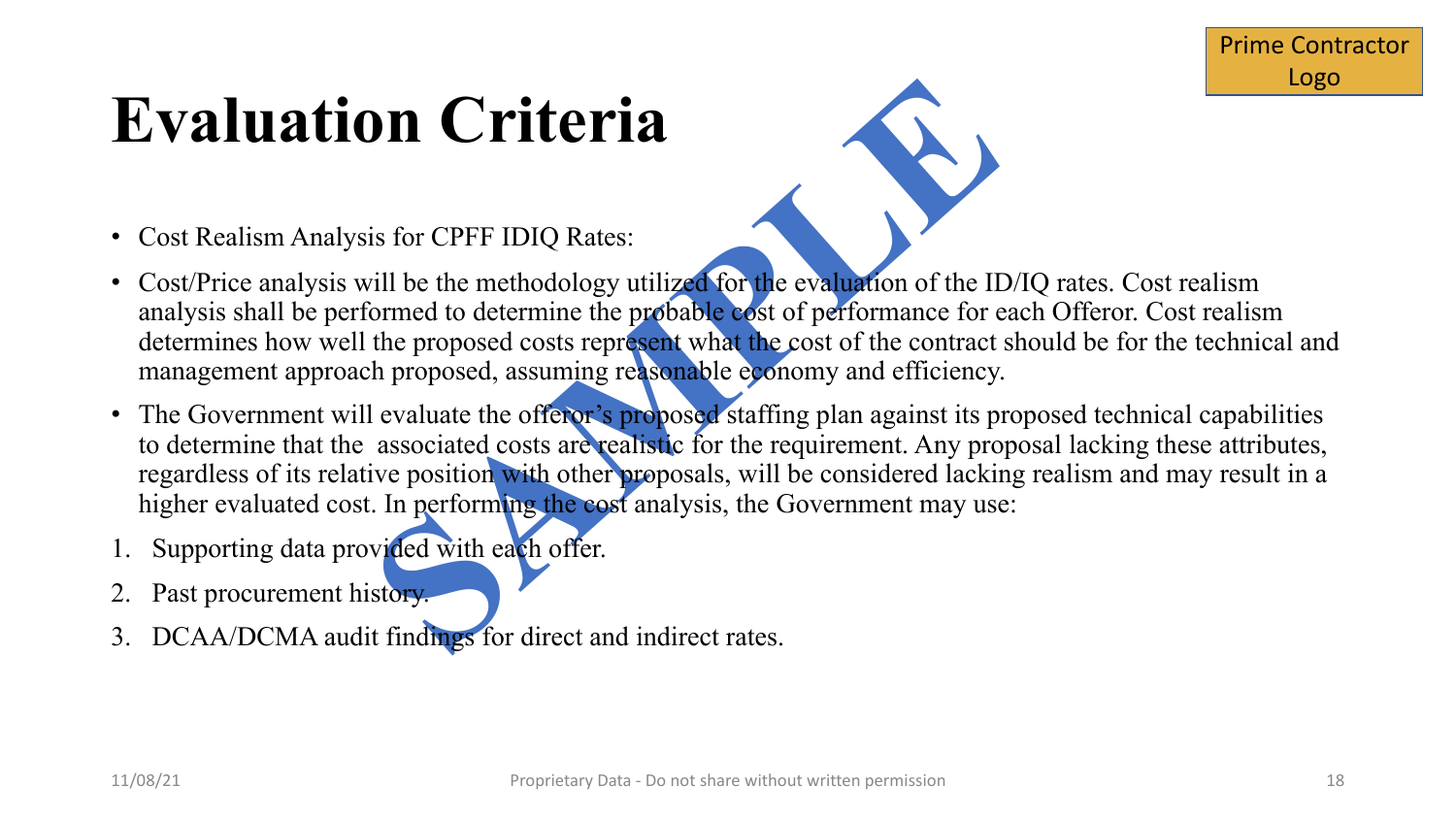# Evaluation Criteria

- Cost Realism Analysis for CPFF IDIQ Rates:
- Cost/Price analysis will be the methodology utilized for the evaluation of the ID/IQ rates. Cost realism analysis shall be performed to determine the probable cost of performance for each Offeror. Cost realism determines how well the proposed costs represent what the cost of the contract should be for the technical and management approach proposed, assuming reasonable economy and efficiency.
- The Government will evaluate the offeror's proposed staffing plan against its proposed technical capabilities to determine that the associated costs are realistic for the requirement. Any proposal lacking these attributes, regardless of its relative position with other proposals, will be considered lacking realism and may result in a higher evaluated cost. In performing the cost analysis, the Government may use:

1. Supporting data provided with each offer.
2. Past procurement history.
3. DCAA/DCMA audit findings for direct and indirect rates.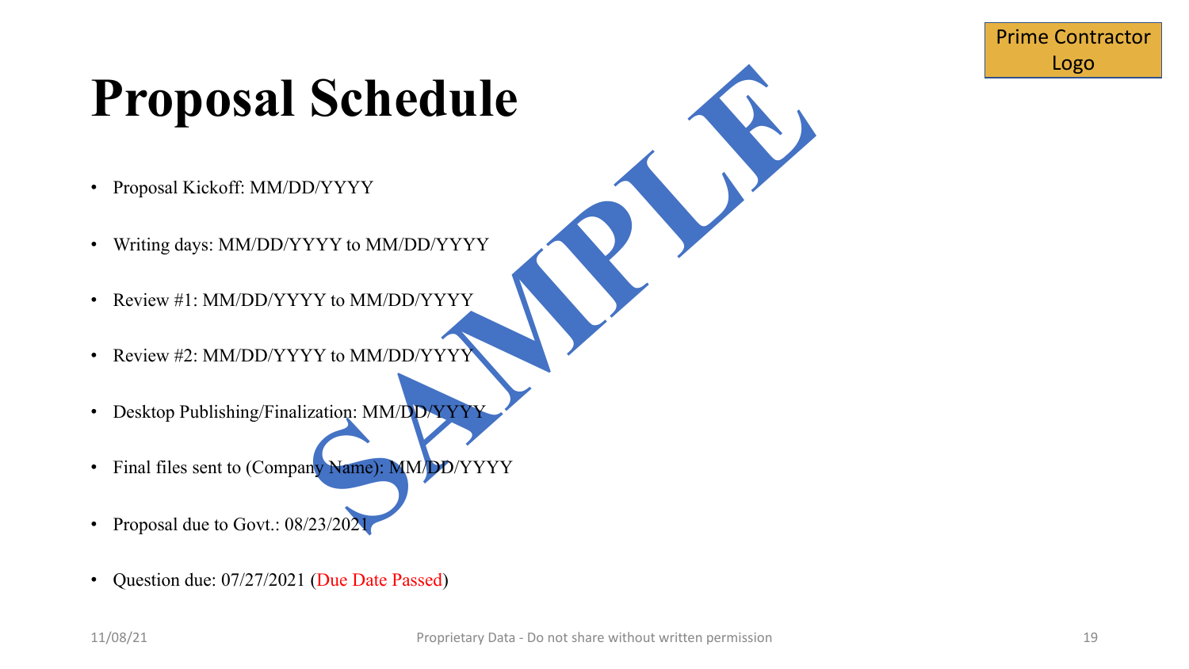Prime Contractor Logo

# Proposal Schedule

- Proposal Kickoff: MM/DD/YYYY
- Writing days: MM/DD/YYYY to MM/DD/YYYY
- Review #1: MM/DD/YYYY to MM/DD/YYYY
- Review #2: MM/DD/YYYY to MM/DD/YYYY
- Desktop Publishing/Finalization: MM/DD/YYYY
- Final files sent to (Company Name): MM/DD/YYYY
- Proposal due to Govt.: 08/23/2021
- Question due: 07/27/2021 (Due Date Passed)

SAMPLE

11/08/21 Proprietary Data - Do not share without written permission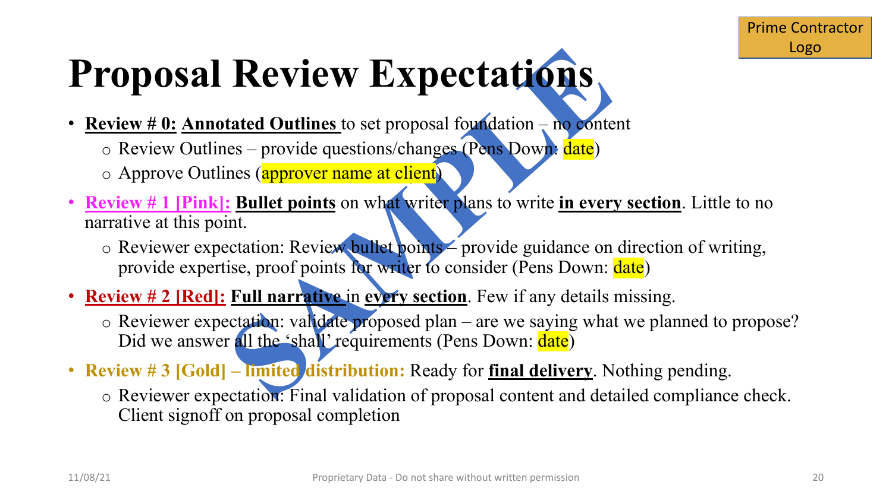# Proposal Review Expectations

- **Review # 0:** **Annotated Outlines** to set proposal foundation – no content
  - Review Outlines – provide questions/changes (Pens Down: date)
  - Approve Outlines (approver name at client)
- **Review # 1 [Pink]:** **Bullet points** on what writer plans to write **in every section**. Little to no narrative at this point.
  - Reviewer expectation: Review bullet points – provide guidance on direction of writing, provide expertise, proof points for writer to consider (Pens Down: date)
- **Review # 2 [Red]:** **Full narrative** in **every section**. Few if any details missing.
  - Reviewer expectation: validate proposed plan – are we saying what we planned to propose? Did we answer all the 'shall' requirements (Pens Down: date)
- **Review # 3 [Gold] – limited distribution:** Ready for **final delivery**. Nothing pending.
  - Reviewer expectation: Final validation of proposal content and detailed compliance check. Client signoff on proposal completion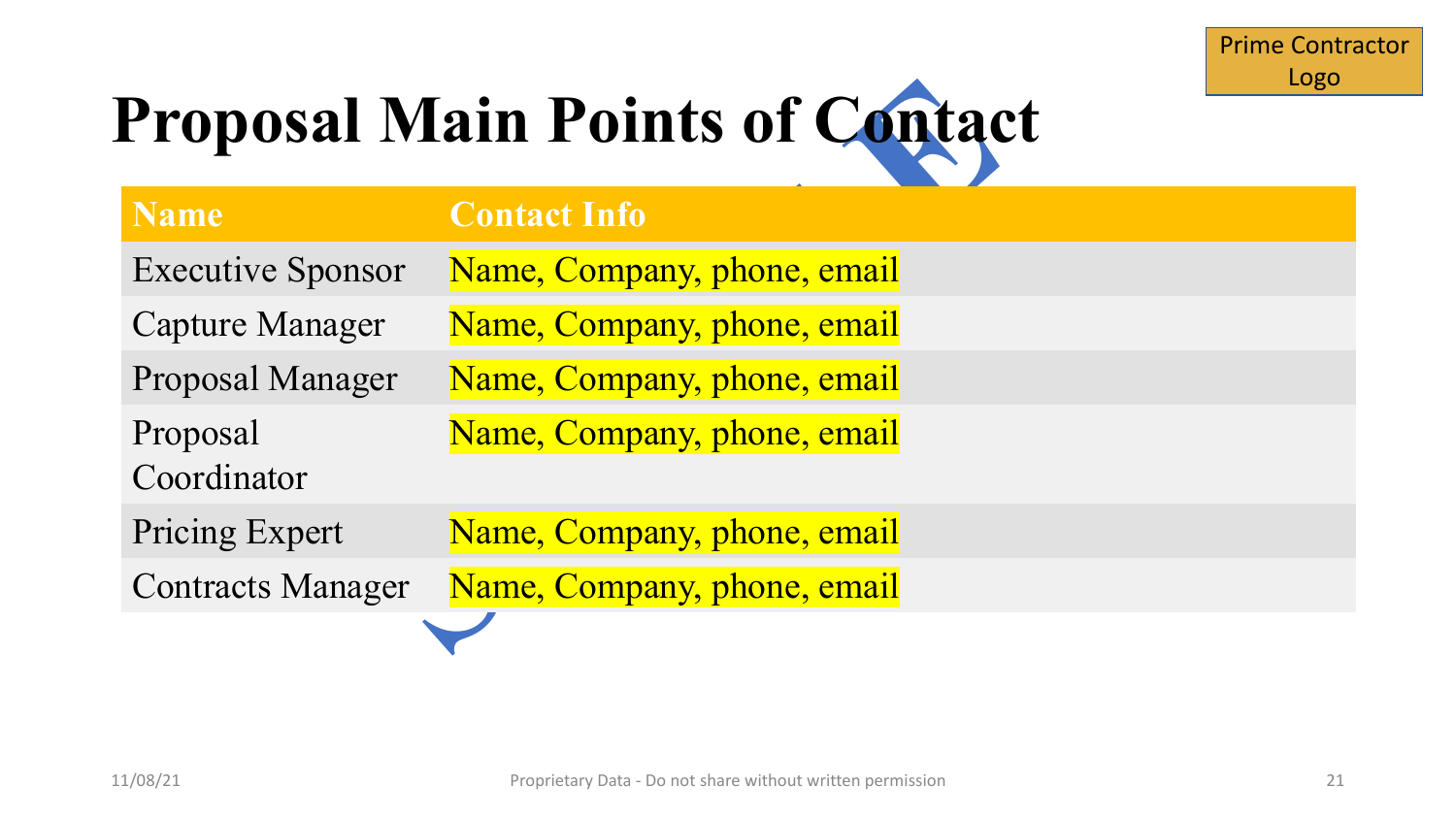Prime Contractor Logo

# Proposal Main Points of Contact

| Name | Contact Info |
| --- | --- |
| Executive Sponsor | Name, Company, phone, email |
| Capture Manager | Name, Company, phone, email |
| Proposal Manager | Name, Company, phone, email |
| Proposal Coordinator | Name, Company, phone, email |
| Pricing Expert | Name, Company, phone, email |
| Contracts Manager | Name, Company, phone, email |

Proprietary Data - Do not share without written permission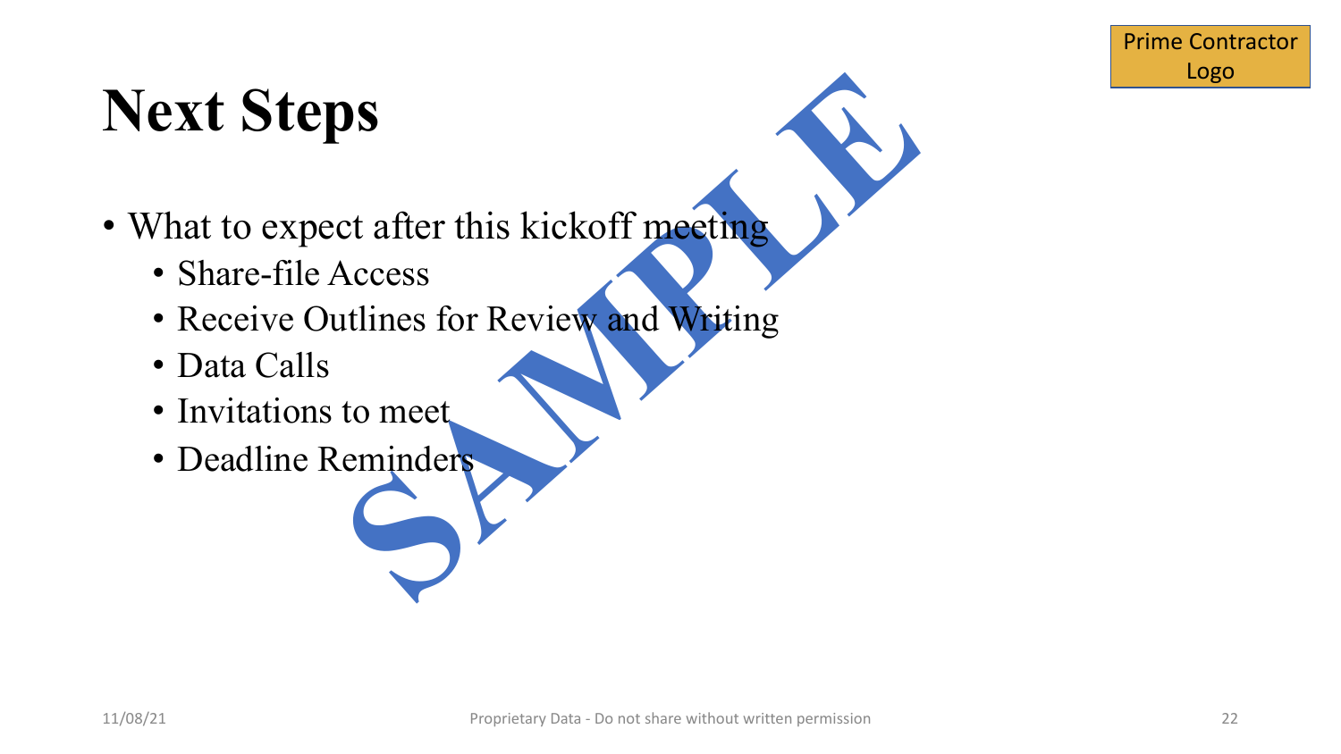Prime Contractor Logo

# Next Steps

- What to expect after this kickoff meeting
  - Share-file Access
  - Receive Outlines for Review and Writing
  - Data Calls
  - Invitations to meet
  - Deadline Reminders

SAMPLE

Proprietary Data - Do not share without written permission